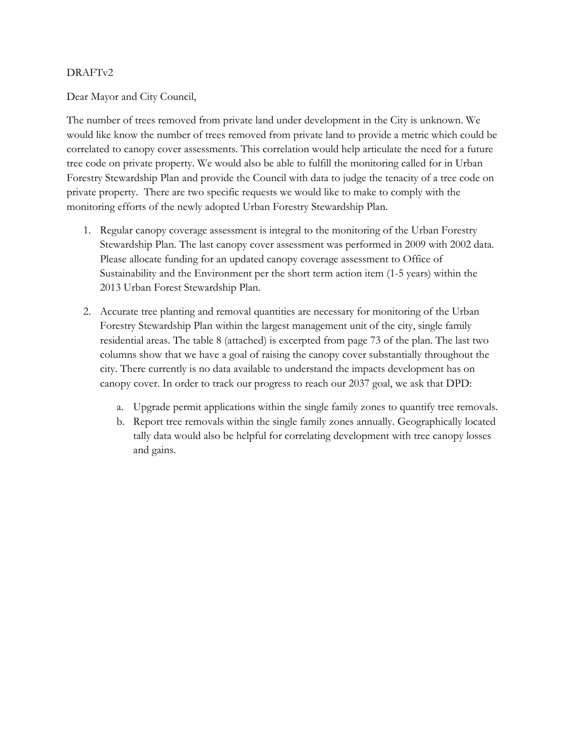DRAFTv2

Dear Mayor and City Council,

The number of trees removed from private land under development in the City is unknown. We would like know the number of trees removed from private land to provide a metric which could be correlated to canopy cover assessments. This correlation would help articulate the need for a future tree code on private property. We would also be able to fulfill the monitoring called for in Urban Forestry Stewardship Plan and provide the Council with data to judge the tenacity of a tree code on private property. There are two specific requests we would like to make to comply with the monitoring efforts of the newly adopted Urban Forestry Stewardship Plan.

1. Regular canopy coverage assessment is integral to the monitoring of the Urban Forestry Stewardship Plan. The last canopy cover assessment was performed in 2009 with 2002 data. Please allocate funding for an updated canopy coverage assessment to Office of Sustainability and the Environment per the short term action item (1-5 years) within the 2013 Urban Forest Stewardship Plan.

2. Accurate tree planting and removal quantities are necessary for monitoring of the Urban Forestry Stewardship Plan within the largest management unit of the city, single family residential areas. The table 8 (attached) is excerpted from page 73 of the plan. The last two columns show that we have a goal of raising the canopy cover substantially throughout the city. There currently is no data available to understand the impacts development has on canopy cover. In order to track our progress to reach our 2037 goal, we ask that DPD:

   a. Upgrade permit applications within the single family zones to quantify tree removals.
   b. Report tree removals within the single family zones annually. Geographically located tally data would also be helpful for correlating development with tree canopy losses and gains.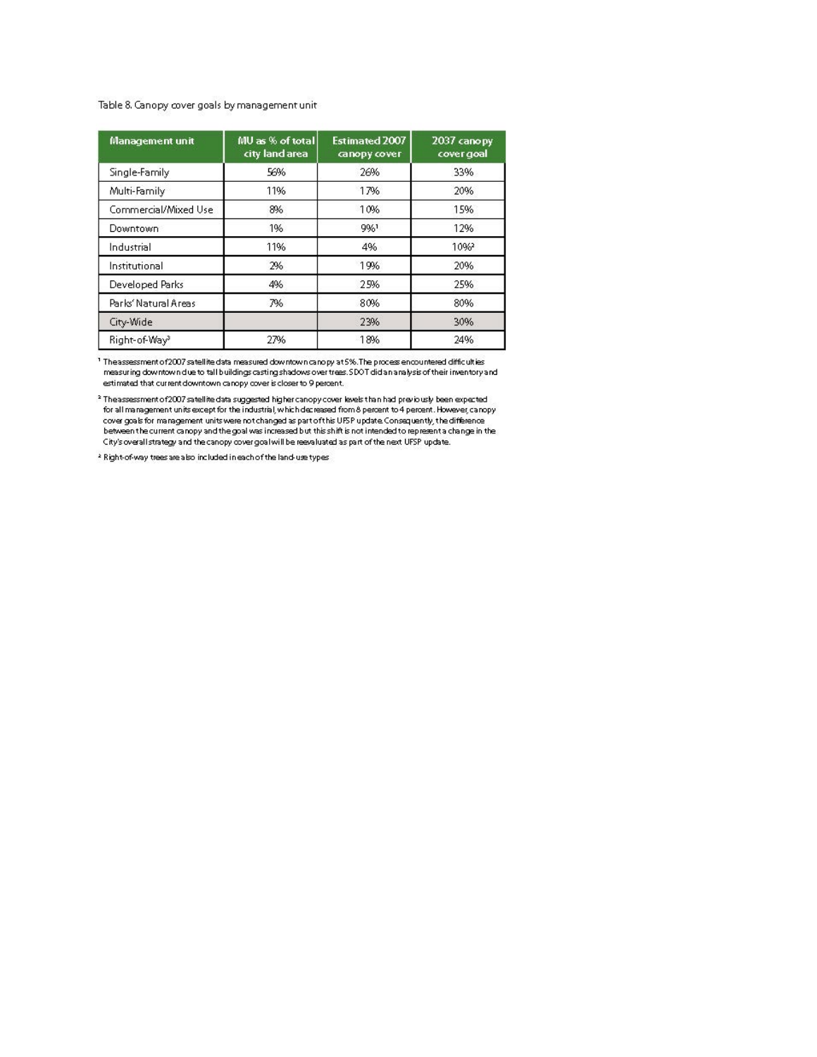Table 8. Canopy cover goals by management unit

| Management unit | MU as % of total city land area | Estimated 2007 canopy cover | 2037 canopy cover goal |
|---|---|---|---|
| Single-Family | 56% | 26% | 33% |
| Multi-Family | 11% | 17% | 20% |
| Commercial/Mixed Use | 8% | 10% | 15% |
| Downtown | 1% | 9%[1] | 12% |
| Industrial | 11% | 4% | 10%[2] |
| Institutional | 2% | 19% | 20% |
| Developed Parks | 4% | 25% | 25% |
| Parks' Natural Areas | 7% | 80% | 80% |
| City-Wide | | 23% | 30% |
| Right-of-Way[3] | 27% | 18% | 24% |

[1] The assessment of 2007 satellite data measured downtown canopy at 5%. The process encountered difficulties measuring downtown due to tall buildings casting shadows over trees. SDOT did an analysis of their inventory and estimated that current downtown canopy cover is closer to 9 percent.

[2] The assessment of 2007 satellite data suggested higher canopy cover levels than had previously been expected for all management units except for the industrial, which decreased from 8 percent to 4 percent. However, canopy cover goals for management units were not changed as part of this UFSP update. Consequently, the difference between the current canopy and the goal was increased but this shift is not intended to represent a change in the City's overall strategy and the canopy cover goal will be reevaluated as part of the next UFSP update.

[3] Right-of-way trees are also included in each of the land-use types